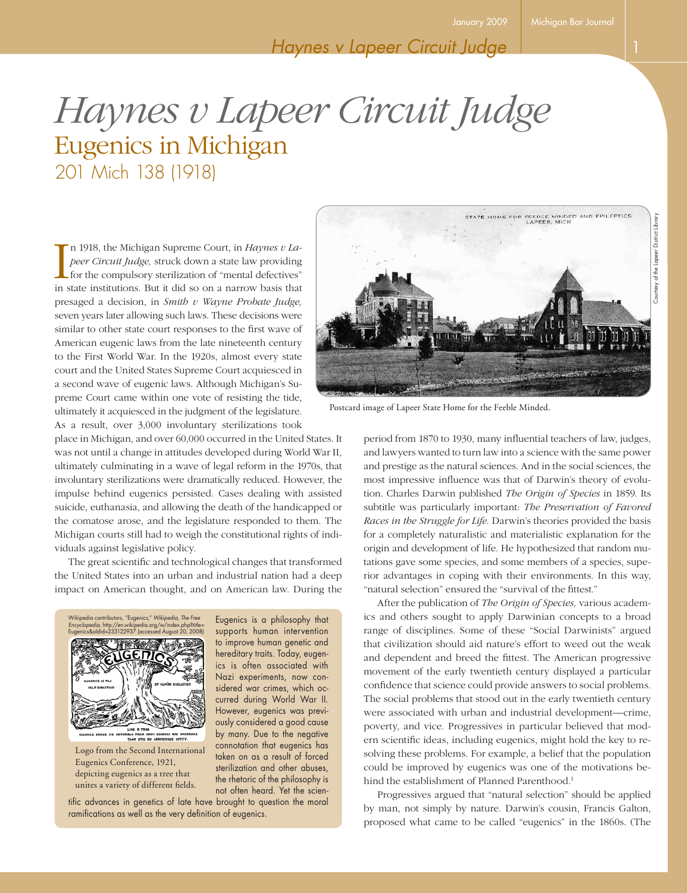# *Haynes v Lapeer Circuit Judge*

## Eugenics in Michigan

### 201 Mich 138 (1918)

In 1918, the Michigan Supreme Court, in *Haynes v Lapeer Circuit Judge,* struck down a state law providing for the compulsory sterilization of "mental defectives" in state institutions. But it did so on a narrow basis that presaged a decision, in *Smith v Wayne Probate Judge,* seven years later allowing such laws. These decisions were similar to other state court responses to the first wave of American eugenic laws from the late nineteenth century to the First World War. In the 1920s, almost every state court and the United States Supreme Court acquiesced in a second wave of eugenic laws. Although Michigan's Supreme Court came within one vote of resisting the tide, ultimately it acquiesced in the judgment of the legislature. As a result, over 3,000 involuntary sterilizations took place in Michigan, and over 60,000 occurred in the United States. It was not until a change in attitudes developed during World War II, ultimately culminating in a wave of legal reform in the 1970s, that involuntary sterilizations were dramatically reduced. However, the impulse behind eugenics persisted. Cases dealing with assisted suicide, euthanasia, and allowing the death of the handicapped or the comatose arose, and the legislature responded to them. The Michigan courts still had to weigh the constitutional rights of individuals against legislative policy.

The great scientific and technological changes that transformed the United States into an urban and industrial nation had a deep impact on American thought, and on American law. During the period from 1870 to 1930, many influential teachers of law, judges, and lawyers wanted to turn law into a science with the same power and prestige as the natural sciences. And in the social sciences, the most impressive influence was that of Darwin's theory of evolution. Charles Darwin published *The Origin of Species* in 1859. Its subtitle was particularly important: *The Preservation of Favored Races in the Struggle for Life.* Darwin's theories provided the basis for a completely naturalistic and materialistic explanation for the origin and development of life. He hypothesized that random mutations gave some species, and some members of a species, superior advantages in coping with their environments. In this way, "natural selection" ensured the "survival of the fittest."

After the publication of *The Origin of Species,* various academics and others sought to apply Darwinian concepts to a broad range of disciplines. Some of these "Social Darwinists" argued that civilization should aid nature's effort to weed out the weak and dependent and breed the fittest. The American progressive movement of the early twentieth century displayed a particular confidence that science could provide answers to social problems. The social problems that stood out in the early twentieth century were associated with urban and industrial development—crime, poverty, and vice. Progressives in particular believed that modern scientific ideas, including eugenics, might hold the key to resolving these problems. For example, a belief that the population could be improved by eugenics was one of the motivations behind the establishment of Planned Parenthood.[1]

Progressives argued that "natural selection" should be applied by man, not simply by nature. Darwin's cousin, Francis Galton, proposed what came to be called "eugenics" in the 1860s. (The

Postcard image of Lapeer State Home for the Feeble Minded.

Courtesy of the Lapeer District Library

---

Wikipedia contributors, "Eugenics," *Wikipedia, The Free Encyclopedia,* http://en.wikipedia.org/w/index.php?title=Eugenics&oldid=233122937 (accessed August 20, 2008)

Logo from the Second International Eugenics Conference, 1921, depicting eugenics as a tree that unites a variety of different fields.

Eugenics is a philosophy that supports human intervention to improve human genetic and hereditary traits. Today, eugenics is often associated with Nazi experiments, now considered war crimes, which occurred during World War II. However, eugenics was previously considered a good cause by many. Due to the negative connotation that eugenics has taken on as a result of forced sterilization and other abuses, the rhetoric of the philosophy is not often heard. Yet the scientific advances in genetics of late have brought to question the moral ramifications as well as the very definition of eugenics.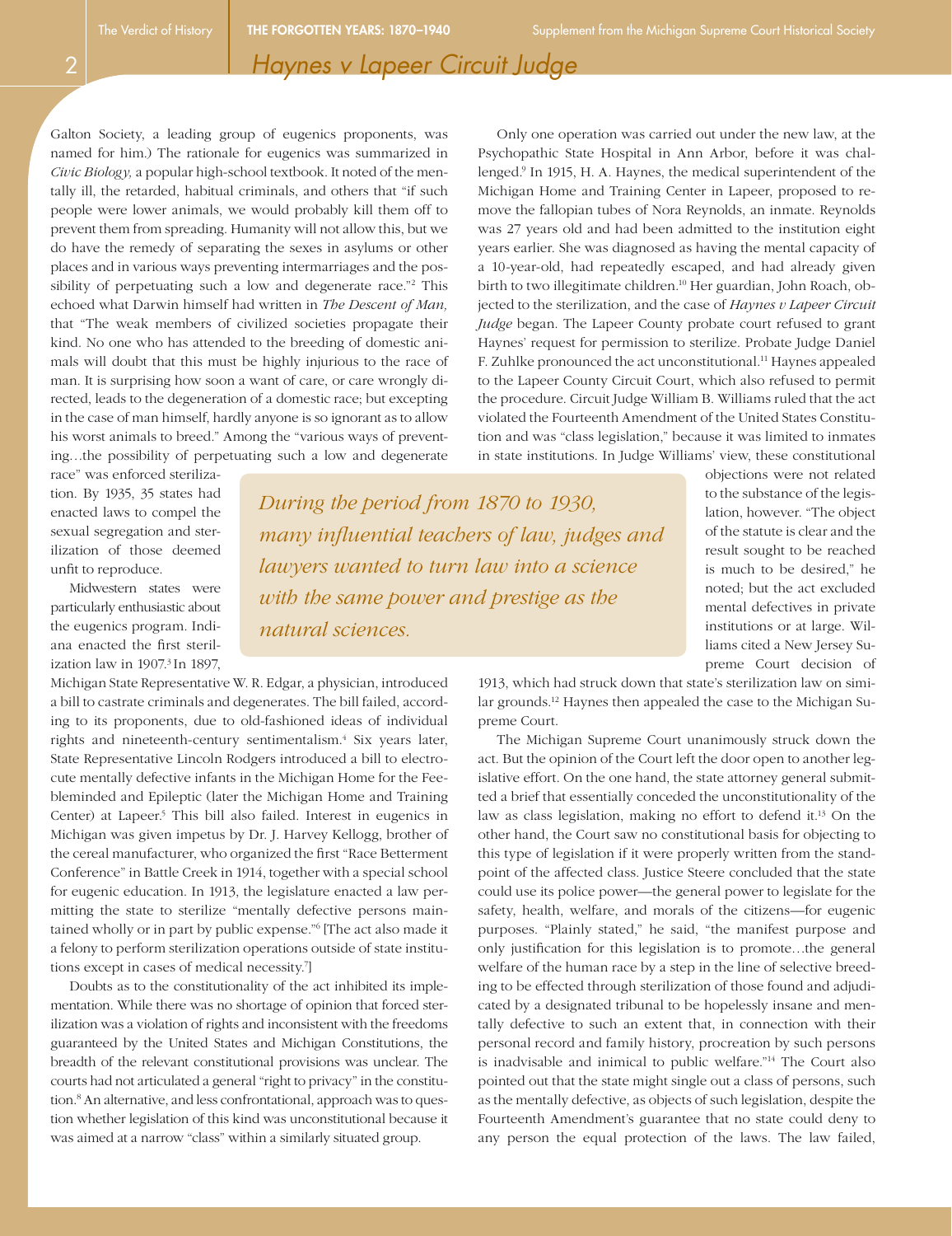Galton Society, a leading group of eugenics proponents, was named for him.) The rationale for eugenics was summarized in *Civic Biology,* a popular high-school textbook. It noted of the mentally ill, the retarded, habitual criminals, and others that "if such people were lower animals, we would probably kill them off to prevent them from spreading. Humanity will not allow this, but we do have the remedy of separating the sexes in asylums or other places and in various ways preventing intermarriages and the possibility of perpetuating such a low and degenerate race."[2] This echoed what Darwin himself had written in *The Descent of Man,* that "The weak members of civilized societies propagate their kind. No one who has attended to the breeding of domestic animals will doubt that this must be highly injurious to the race of man. It is surprising how soon a want of care, or care wrongly directed, leads to the degeneration of a domestic race; but excepting in the case of man himself, hardly anyone is so ignorant as to allow his worst animals to breed." Among the "various ways of preventing…the possibility of perpetuating such a low and degenerate race" was enforced sterilization. By 1935, 35 states had enacted laws to compel the sexual segregation and sterilization of those deemed unfit to reproduce.

Midwestern states were particularly enthusiastic about the eugenics program. Indiana enacted the first sterilization law in 1907.[3] In 1897, Michigan State Representative W. R. Edgar, a physician, introduced a bill to castrate criminals and degenerates. The bill failed, according to its proponents, due to old-fashioned ideas of individual rights and nineteenth-century sentimentalism.[4] Six years later, State Representative Lincoln Rodgers introduced a bill to electrocute mentally defective infants in the Michigan Home for the Feebleminded and Epileptic (later the Michigan Home and Training Center) at Lapeer.[5] This bill also failed. Interest in eugenics in Michigan was given impetus by Dr. J. Harvey Kellogg, brother of the cereal manufacturer, who organized the first "Race Betterment Conference" in Battle Creek in 1914, together with a special school for eugenic education. In 1913, the legislature enacted a law permitting the state to sterilize "mentally defective persons maintained wholly or in part by public expense."[6] [The act also made it a felony to perform sterilization operations outside of state institutions except in cases of medical necessity.[7]]

Doubts as to the constitutionality of the act inhibited its implementation. While there was no shortage of opinion that forced sterilization was a violation of rights and inconsistent with the freedoms guaranteed by the United States and Michigan Constitutions, the breadth of the relevant constitutional provisions was unclear. The courts had not articulated a general "right to privacy" in the constitution.[8] An alternative, and less confrontational, approach was to question whether legislation of this kind was unconstitutional because it was aimed at a narrow "class" within a similarly situated group.

*During the period from 1870 to 1930, many influential teachers of law, judges and lawyers wanted to turn law into a science with the same power and prestige as the natural sciences.*

Only one operation was carried out under the new law, at the Psychopathic State Hospital in Ann Arbor, before it was challenged.[9] In 1915, H. A. Haynes, the medical superintendent of the Michigan Home and Training Center in Lapeer, proposed to remove the fallopian tubes of Nora Reynolds, an inmate. Reynolds was 27 years old and had been admitted to the institution eight years earlier. She was diagnosed as having the mental capacity of a 10-year-old, had repeatedly escaped, and had already given birth to two illegitimate children.[10] Her guardian, John Roach, objected to the sterilization, and the case of *Haynes v Lapeer Circuit Judge* began. The Lapeer County probate court refused to grant Haynes' request for permission to sterilize. Probate Judge Daniel F. Zuhlke pronounced the act unconstitutional.[11] Haynes appealed to the Lapeer County Circuit Court, which also refused to permit the procedure. Circuit Judge William B. Williams ruled that the act violated the Fourteenth Amendment of the United States Constitution and was "class legislation," because it was limited to inmates in state institutions. In Judge Williams' view, these constitutional objections were not related to the substance of the legislation, however. "The object of the statute is clear and the result sought to be reached is much to be desired," he noted; but the act excluded mental defectives in private institutions or at large. Williams cited a New Jersey Supreme Court decision of 1913, which had struck down that state's sterilization law on similar grounds.[12] Haynes then appealed the case to the Michigan Supreme Court.

The Michigan Supreme Court unanimously struck down the act. But the opinion of the Court left the door open to another legislative effort. On the one hand, the state attorney general submitted a brief that essentially conceded the unconstitutionality of the law as class legislation, making no effort to defend it.[13] On the other hand, the Court saw no constitutional basis for objecting to this type of legislation if it were properly written from the standpoint of the affected class. Justice Steere concluded that the state could use its police power—the general power to legislate for the safety, health, welfare, and morals of the citizens—for eugenic purposes. "Plainly stated," he said, "the manifest purpose and only justification for this legislation is to promote…the general welfare of the human race by a step in the line of selective breeding to be effected through sterilization of those found and adjudicated by a designated tribunal to be hopelessly insane and mentally defective to such an extent that, in connection with their personal record and family history, procreation by such persons is inadvisable and inimical to public welfare."[14] The Court also pointed out that the state might single out a class of persons, such as the mentally defective, as objects of such legislation, despite the Fourteenth Amendment's guarantee that no state could deny to any person the equal protection of the laws. The law failed,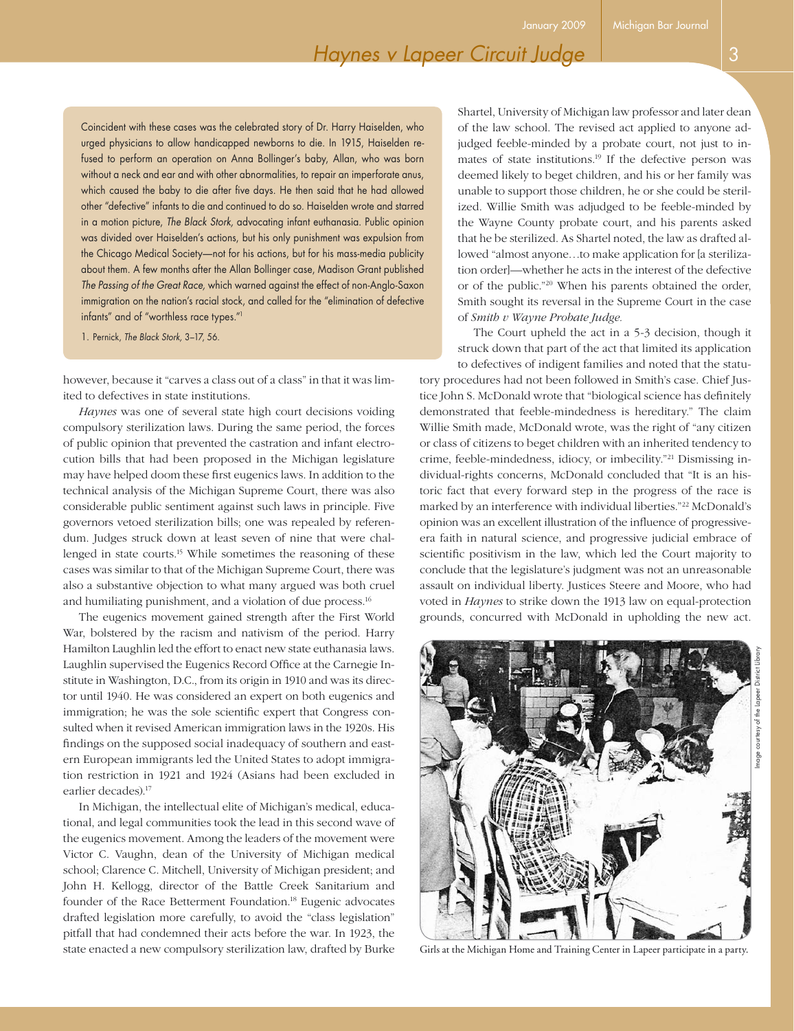Coincident with these cases was the celebrated story of Dr. Harry Haiselden, who urged physicians to allow handicapped newborns to die. In 1915, Haiselden refused to perform an operation on Anna Bollinger's baby, Allan, who was born without a neck and ear and with other abnormalities, to repair an imperforate anus, which caused the baby to die after five days. He then said that he had allowed other "defective" infants to die and continued to do so. Haiselden wrote and starred in a motion picture, *The Black Stork,* advocating infant euthanasia. Public opinion was divided over Haiselden's actions, but his only punishment was expulsion from the Chicago Medical Society—not for his actions, but for his mass-media publicity about them. A few months after the Allan Bollinger case, Madison Grant published *The Passing of the Great Race,* which warned against the effect of non-Anglo-Saxon immigration on the nation's racial stock, and called for the "elimination of defective infants" and of "worthless race types."[1]

1. Pernick, *The Black Stork,* 3–17, 56.

however, because it "carves a class out of a class" in that it was limited to defectives in state institutions.

*Haynes* was one of several state high court decisions voiding compulsory sterilization laws. During the same period, the forces of public opinion that prevented the castration and infant electrocution bills that had been proposed in the Michigan legislature may have helped doom these first eugenics laws. In addition to the technical analysis of the Michigan Supreme Court, there was also considerable public sentiment against such laws in principle. Five governors vetoed sterilization bills; one was repealed by referendum. Judges struck down at least seven of nine that were challenged in state courts.[15] While sometimes the reasoning of these cases was similar to that of the Michigan Supreme Court, there was also a substantive objection to what many argued was both cruel and humiliating punishment, and a violation of due process.[16]

The eugenics movement gained strength after the First World War, bolstered by the racism and nativism of the period. Harry Hamilton Laughlin led the effort to enact new state euthanasia laws. Laughlin supervised the Eugenics Record Office at the Carnegie Institute in Washington, D.C., from its origin in 1910 and was its director until 1940. He was considered an expert on both eugenics and immigration; he was the sole scientific expert that Congress consulted when it revised American immigration laws in the 1920s. His findings on the supposed social inadequacy of southern and eastern European immigrants led the United States to adopt immigration restriction in 1921 and 1924 (Asians had been excluded in earlier decades).[17]

In Michigan, the intellectual elite of Michigan's medical, educational, and legal communities took the lead in this second wave of the eugenics movement. Among the leaders of the movement were Victor C. Vaughn, dean of the University of Michigan medical school; Clarence C. Mitchell, University of Michigan president; and John H. Kellogg, director of the Battle Creek Sanitarium and founder of the Race Betterment Foundation.[18] Eugenic advocates drafted legislation more carefully, to avoid the "class legislation" pitfall that had condemned their acts before the war. In 1923, the state enacted a new compulsory sterilization law, drafted by Burke Shartel, University of Michigan law professor and later dean of the law school. The revised act applied to anyone adjudged feeble-minded by a probate court, not just to inmates of state institutions.[19] If the defective person was deemed likely to beget children, and his or her family was unable to support those children, he or she could be sterilized. Willie Smith was adjudged to be feeble-minded by the Wayne County probate court, and his parents asked that he be sterilized. As Shartel noted, the law as drafted allowed "almost anyone…to make application for [a sterilization order]—whether he acts in the interest of the defective or of the public."[20] When his parents obtained the order, Smith sought its reversal in the Supreme Court in the case of *Smith v Wayne Probate Judge.*

The Court upheld the act in a 5-3 decision, though it struck down that part of the act that limited its application to defectives of indigent families and noted that the statutory procedures had not been followed in Smith's case. Chief Justice John S. McDonald wrote that "biological science has definitely demonstrated that feeble-mindedness is hereditary." The claim Willie Smith made, McDonald wrote, was the right of "any citizen or class of citizens to beget children with an inherited tendency to crime, feeble-mindedness, idiocy, or imbecility."[21] Dismissing individual-rights concerns, McDonald concluded that "It is an historic fact that every forward step in the progress of the race is marked by an interference with individual liberties."[22] McDonald's opinion was an excellent illustration of the influence of progressive-era faith in natural science, and progressive judicial embrace of scientific positivism in the law, which led the Court majority to conclude that the legislature's judgment was not an unreasonable assault on individual liberty. Justices Steere and Moore, who had voted in *Haynes* to strike down the 1913 law on equal-protection grounds, concurred with McDonald in upholding the new act.

Image courtesy of the Lapeer District Library

Girls at the Michigan Home and Training Center in Lapeer participate in a party.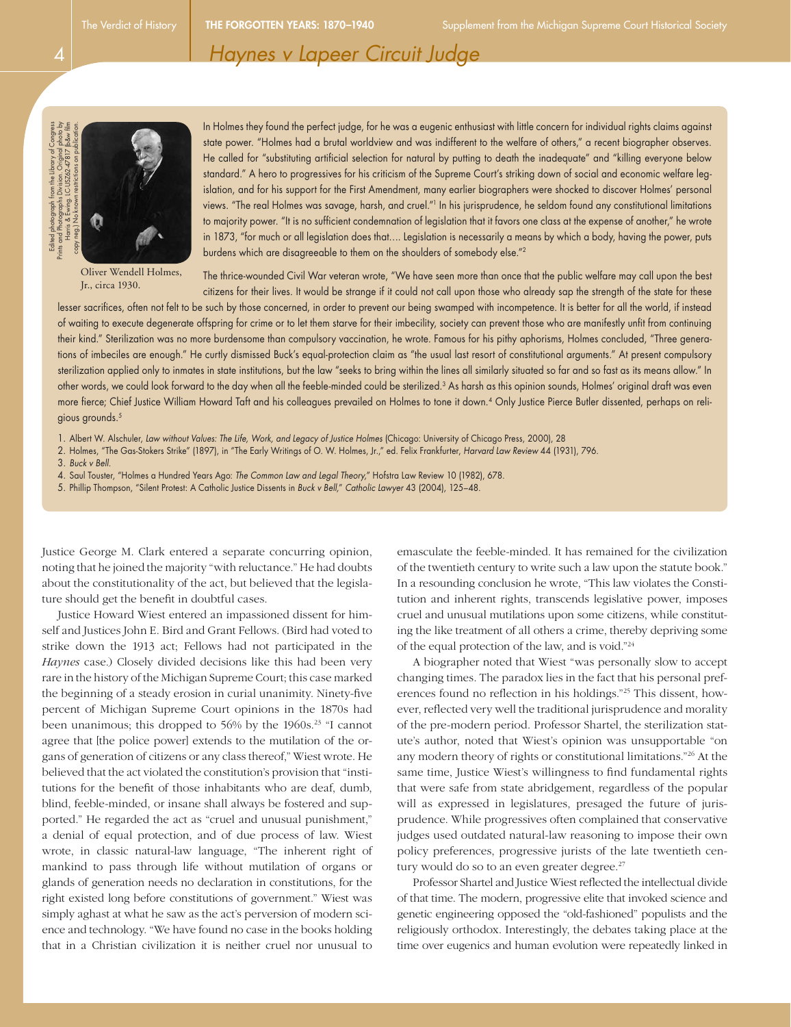## Haynes v Lapeer Circuit Judge

Edited photograph from the Library of Congress Prints and Photographs Division. Original photo by Harris & Ewing. LC-USZ62-47817 (b&w film copy neg.) No known restrictions on publication.

Oliver Wendell Holmes, Jr., circa 1930.

In Holmes they found the perfect judge, for he was a eugenic enthusiast with little concern for individual rights claims against state power. "Holmes had a brutal worldview and was indifferent to the welfare of others," a recent biographer observes. He called for "substituting artificial selection for natural by putting to death the inadequate" and "killing everyone below standard." A hero to progressives for his criticism of the Supreme Court's striking down of social and economic welfare legislation, and for his support for the First Amendment, many earlier biographers were shocked to discover Holmes' personal views. "The real Holmes was savage, harsh, and cruel."[1] In his jurisprudence, he seldom found any constitutional limitations to majority power. "It is no sufficient condemnation of legislation that it favors one class at the expense of another," he wrote in 1873, "for much or all legislation does that.… Legislation is necessarily a means by which a body, having the power, puts burdens which are disagreeable to them on the shoulders of somebody else."[2]

The thrice-wounded Civil War veteran wrote, "We have seen more than once that the public welfare may call upon the best citizens for their lives. It would be strange if it could not call upon those who already sap the strength of the state for these lesser sacrifices, often not felt to be such by those concerned, in order to prevent our being swamped with incompetence. It is better for all the world, if instead of waiting to execute degenerate offspring for crime or to let them starve for their imbecility, society can prevent those who are manifestly unfit from continuing their kind." Sterilization was no more burdensome than compulsory vaccination, he wrote. Famous for his pithy aphorisms, Holmes concluded, "Three generations of imbeciles are enough." He curtly dismissed Buck's equal-protection claim as "the usual last resort of constitutional arguments." At present compulsory sterilization applied only to inmates in state institutions, but the law "seeks to bring within the lines all similarly situated so far and so fast as its means allow." In other words, we could look forward to the day when all the feeble-minded could be sterilized.[3] As harsh as this opinion sounds, Holmes' original draft was even more fierce; Chief Justice William Howard Taft and his colleagues prevailed on Holmes to tone it down.[4] Only Justice Pierce Butler dissented, perhaps on religious grounds.[5]

1. Albert W. Alschuler, *Law without Values: The Life, Work, and Legacy of Justice Holmes* (Chicago: University of Chicago Press, 2000), 28
2. Holmes, "The Gas-Stokers Strike" (1897), in "The Early Writings of O. W. Holmes, Jr.," ed. Felix Frankfurter, *Harvard Law Review* 44 (1931), 796.
3. *Buck v Bell.*
4. Saul Touster, "Holmes a Hundred Years Ago: *The Common Law and Legal Theory,*" Hofstra Law Review 10 (1982), 678.
5. Phillip Thompson, "Silent Protest: A Catholic Justice Dissents in *Buck v Bell,*" *Catholic Lawyer* 43 (2004), 125–48.

Justice George M. Clark entered a separate concurring opinion, noting that he joined the majority "with reluctance." He had doubts about the constitutionality of the act, but believed that the legislature should get the benefit in doubtful cases.

Justice Howard Wiest entered an impassioned dissent for himself and Justices John E. Bird and Grant Fellows. (Bird had voted to strike down the 1913 act; Fellows had not participated in the *Haynes* case.) Closely divided decisions like this had been very rare in the history of the Michigan Supreme Court; this case marked the beginning of a steady erosion in curial unanimity. Ninety-five percent of Michigan Supreme Court opinions in the 1870s had been unanimous; this dropped to 56% by the 1960s.[23] "I cannot agree that [the police power] extends to the mutilation of the organs of generation of citizens or any class thereof," Wiest wrote. He believed that the act violated the constitution's provision that "institutions for the benefit of those inhabitants who are deaf, dumb, blind, feeble-minded, or insane shall always be fostered and supported." He regarded the act as "cruel and unusual punishment," a denial of equal protection, and of due process of law. Wiest wrote, in classic natural-law language, "The inherent right of mankind to pass through life without mutilation of organs or glands of generation needs no declaration in constitutions, for the right existed long before constitutions of government." Wiest was simply aghast at what he saw as the act's perversion of modern science and technology. "We have found no case in the books holding that in a Christian civilization it is neither cruel nor unusual to emasculate the feeble-minded. It has remained for the civilization of the twentieth century to write such a law upon the statute book." In a resounding conclusion he wrote, "This law violates the Constitution and inherent rights, transcends legislative power, imposes cruel and unusual mutilations upon some citizens, while constituting the like treatment of all others a crime, thereby depriving some of the equal protection of the law, and is void."[24]

A biographer noted that Wiest "was personally slow to accept changing times. The paradox lies in the fact that his personal preferences found no reflection in his holdings."[25] This dissent, however, reflected very well the traditional jurisprudence and morality of the pre-modern period. Professor Shartel, the sterilization statute's author, noted that Wiest's opinion was unsupportable "on any modern theory of rights or constitutional limitations."[26] At the same time, Justice Wiest's willingness to find fundamental rights that were safe from state abridgement, regardless of the popular will as expressed in legislatures, presaged the future of jurisprudence. While progressives often complained that conservative judges used outdated natural-law reasoning to impose their own policy preferences, progressive jurists of the late twentieth century would do so to an even greater degree.[27]

Professor Shartel and Justice Wiest reflected the intellectual divide of that time. The modern, progressive elite that invoked science and genetic engineering opposed the "old-fashioned" populists and the religiously orthodox. Interestingly, the debates taking place at the time over eugenics and human evolution were repeatedly linked in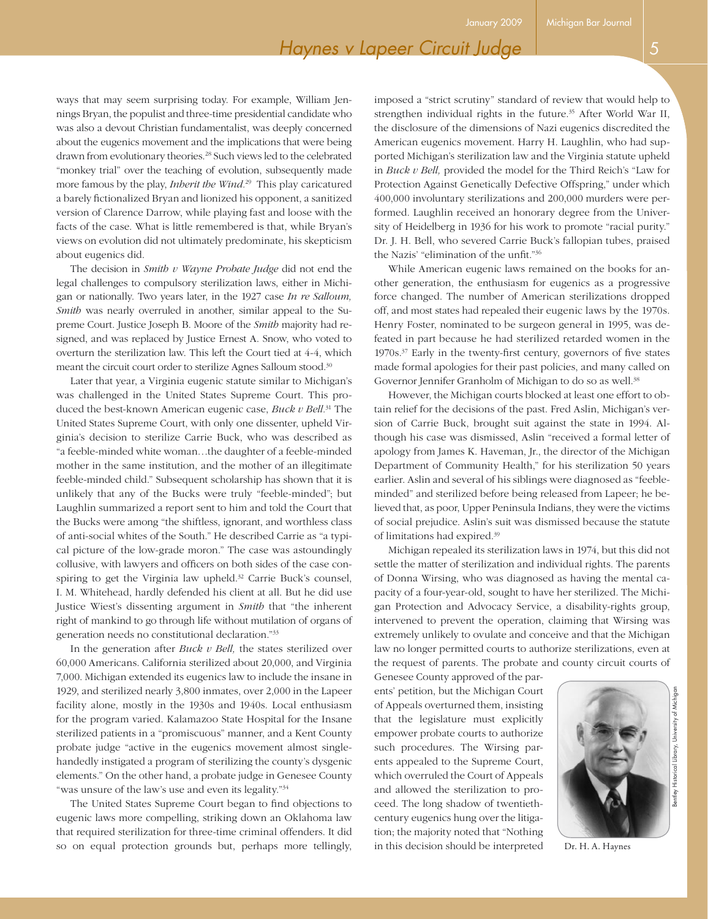ways that may seem surprising today. For example, William Jennings Bryan, the populist and three-time presidential candidate who was also a devout Christian fundamentalist, was deeply concerned about the eugenics movement and the implications that were being drawn from evolutionary theories.[28] Such views led to the celebrated "monkey trial" over the teaching of evolution, subsequently made more famous by the play, *Inherit the Wind*.[29] This play caricatured a barely fictionalized Bryan and lionized his opponent, a sanitized version of Clarence Darrow, while playing fast and loose with the facts of the case. What is little remembered is that, while Bryan's views on evolution did not ultimately predominate, his skepticism about eugenics did.

The decision in *Smith v Wayne Probate Judge* did not end the legal challenges to compulsory sterilization laws, either in Michigan or nationally. Two years later, in the 1927 case *In re Salloum, Smith* was nearly overruled in another, similar appeal to the Supreme Court. Justice Joseph B. Moore of the *Smith* majority had resigned, and was replaced by Justice Ernest A. Snow, who voted to overturn the sterilization law. This left the Court tied at 4-4, which meant the circuit court order to sterilize Agnes Salloum stood.[30]

Later that year, a Virginia eugenic statute similar to Michigan's was challenged in the United States Supreme Court. This produced the best-known American eugenic case, *Buck v Bell*.[31] The United States Supreme Court, with only one dissenter, upheld Virginia's decision to sterilize Carrie Buck, who was described as "a feeble-minded white woman…the daughter of a feeble-minded mother in the same institution, and the mother of an illegitimate feeble-minded child." Subsequent scholarship has shown that it is unlikely that any of the Bucks were truly "feeble-minded"; but Laughlin summarized a report sent to him and told the Court that the Bucks were among "the shiftless, ignorant, and worthless class of anti-social whites of the South." He described Carrie as "a typical picture of the low-grade moron." The case was astoundingly collusive, with lawyers and officers on both sides of the case conspiring to get the Virginia law upheld.[32] Carrie Buck's counsel, I. M. Whitehead, hardly defended his client at all. But he did use Justice Wiest's dissenting argument in *Smith* that "the inherent right of mankind to go through life without mutilation of organs of generation needs no constitutional declaration."[33]

In the generation after *Buck v Bell,* the states sterilized over 60,000 Americans. California sterilized about 20,000, and Virginia 7,000. Michigan extended its eugenics law to include the insane in 1929, and sterilized nearly 3,800 inmates, over 2,000 in the Lapeer facility alone, mostly in the 1930s and 1940s. Local enthusiasm for the program varied. Kalamazoo State Hospital for the Insane sterilized patients in a "promiscuous" manner, and a Kent County probate judge "active in the eugenics movement almost single-handedly instigated a program of sterilizing the county's dysgenic elements." On the other hand, a probate judge in Genesee County "was unsure of the law's use and even its legality."[34]

The United States Supreme Court began to find objections to eugenic laws more compelling, striking down an Oklahoma law that required sterilization for three-time criminal offenders. It did so on equal protection grounds but, perhaps more tellingly, imposed a "strict scrutiny" standard of review that would help to strengthen individual rights in the future.[35] After World War II, the disclosure of the dimensions of Nazi eugenics discredited the American eugenics movement. Harry H. Laughlin, who had supported Michigan's sterilization law and the Virginia statute upheld in *Buck v Bell,* provided the model for the Third Reich's "Law for Protection Against Genetically Defective Offspring," under which 400,000 involuntary sterilizations and 200,000 murders were performed. Laughlin received an honorary degree from the University of Heidelberg in 1936 for his work to promote "racial purity." Dr. J. H. Bell, who severed Carrie Buck's fallopian tubes, praised the Nazis' "elimination of the unfit."[36]

While American eugenic laws remained on the books for another generation, the enthusiasm for eugenics as a progressive force changed. The number of American sterilizations dropped off, and most states had repealed their eugenic laws by the 1970s. Henry Foster, nominated to be surgeon general in 1995, was defeated in part because he had sterilized retarded women in the 1970s.[37] Early in the twenty-first century, governors of five states made formal apologies for their past policies, and many called on Governor Jennifer Granholm of Michigan to do so as well.[38]

However, the Michigan courts blocked at least one effort to obtain relief for the decisions of the past. Fred Aslin, Michigan's version of Carrie Buck, brought suit against the state in 1994. Although his case was dismissed, Aslin "received a formal letter of apology from James K. Haveman, Jr., the director of the Michigan Department of Community Health," for his sterilization 50 years earlier. Aslin and several of his siblings were diagnosed as "feeble-minded" and sterilized before being released from Lapeer; he believed that, as poor, Upper Peninsula Indians, they were the victims of social prejudice. Aslin's suit was dismissed because the statute of limitations had expired.[39]

Michigan repealed its sterilization laws in 1974, but this did not settle the matter of sterilization and individual rights. The parents of Donna Wirsing, who was diagnosed as having the mental capacity of a four-year-old, sought to have her sterilized. The Michigan Protection and Advocacy Service, a disability-rights group, intervened to prevent the operation, claiming that Wirsing was extremely unlikely to ovulate and conceive and that the Michigan law no longer permitted courts to authorize sterilizations, even at the request of parents. The probate and county circuit courts of Genesee County approved of the parents' petition, but the Michigan Court of Appeals overturned them, insisting that the legislature must explicitly empower probate courts to authorize such procedures. The Wirsing parents appealed to the Supreme Court, which overruled the Court of Appeals and allowed the sterilization to proceed. The long shadow of twentieth-century eugenics hung over the litigation; the majority noted that "Nothing in this decision should be interpreted

Dr. H. A. Haynes

Bentley Historical Library, University of Michigan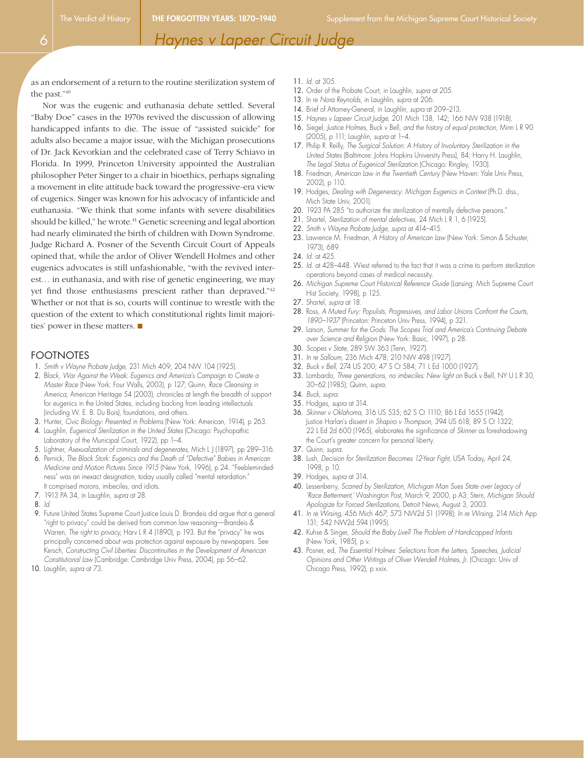as an endorsement of a return to the routine sterilization system of the past."[40]

Nor was the eugenic and euthanasia debate settled. Several "Baby Doe" cases in the 1970s revived the discussion of allowing handicapped infants to die. The issue of "assisted suicide" for adults also became a major issue, with the Michigan prosecutions of Dr. Jack Kevorkian and the celebrated case of Terry Schiavo in Florida. In 1999, Princeton University appointed the Australian philosopher Peter Singer to a chair in bioethics, perhaps signaling a movement in elite attitude back toward the progressive-era view of eugenics. Singer was known for his advocacy of infanticide and euthanasia. "We think that some infants with severe disabilities should be killed," he wrote.[41] Genetic screening and legal abortion had nearly eliminated the birth of children with Down Syndrome. Judge Richard A. Posner of the Seventh Circuit Court of Appeals opined that, while the ardor of Oliver Wendell Holmes and other eugenics advocates is still unfashionable, "with the revived interest… in euthanasia, and with rise of genetic engineering, we may yet find those enthusiasms prescient rather than depraved."[42] Whether or not that is so, courts will continue to wrestle with the question of the extent to which constitutional rights limit majorities' power in these matters. ■

## FOOTNOTES

1. *Smith v Wayne Probate Judge,* 231 Mich 409; 204 NW 104 (1925).
2. Black, *War Against the Weak: Eugenics and America's Campaign to Create a Master Race* (New York: Four Walls, 2003), p 127; Quinn, *Race Cleansing in America,* American Heritage 54 (2003), chronicles at length the breadth of support for eugenics in the United States, including backing from leading intellectuals (including W. E. B. Du Bois), foundations, and others.
3. Hunter, *Civic Biology: Presented in Problems* (New York: American, 1914), p 263.
4. Laughlin, *Eugenical Sterilization in the United States* (Chicago: Psychopathic Laboratory of the Municipal Court, 1922), pp 1–4.
5. Lightner, *Asexualization of criminals and degenerates,* Mich L J (1897), pp 289–316.
6. Pernick, *The Black Stork: Eugenics and the Death of "Defective" Babies in American Medicine and Motion Pictures Since 1915* (New York, 1996), p 24. "Feeblemindedness" was an inexact designation, today usually called "mental retardation." It comprised morons, imbeciles, and idiots.
7. 1913 PA 34, in Laughlin, *supra* at 28.
8. *Id.*
9. Future United States Supreme Court Justice Louis D. Brandeis did argue that a general "right to privacy" could be derived from common law reasoning—Brandeis & Warren, *The right to privacy,* Harv L R 4 (1890), p 193. But the "privacy" he was principally concerned about was protection against exposure by newspapers. See Kersch, *Constructing Civil Liberties: Discontinuities in the Development of American Constitutional Law* (Cambridge: Cambridge Univ Press, 2004), pp 56–62.
10. Laughlin, *supra* at 73.
11. *Id.* at 305.
12. Order of the Probate Court, in Laughlin, *supra* at 205.
13. In re *Nora Reynolds,* in Laughlin, *supra* at 206.
14. Brief of Attorney-General, in Laughlin, *supra* at 209–213.
15. *Haynes v Lapeer Circuit Judge,* 201 Mich 138, 142; 166 NW 938 (1918).
16. Siegel, *Justice Holmes,* Buck v Bell, *and the history of equal protection,* Minn L R 90 (2005), p 111; Laughlin, *supra* at 1–4.
17. Philip R. Reilly, *The Surgical Solution: A History of Involuntary Sterilization in the United States* (Baltimore: Johns Hopkins University Press), 84; Harry H. Laughlin, *The Legal Status of Eugenical Sterilization* (Chicago: Ringley, 1930).
18. Friedman, *American Law in the Twentieth Century* (New Haven: Yale Univ Press, 2002), p 110.
19. Hodges, *Dealing with Degeneracy: Michigan Eugenics in Context* (Ph.D. diss., Mich State Univ, 2001).
20. 1923 PA 285 "to authorize the sterilization of mentally defective persons."
21. Shartel, *Sterilization of mental defectives,* 24 Mich L R 1, 6 (1925).
22. *Smith v Wayne Probate Judge, supra* at 414–415.
23. Lawrence M. Friedman, *A History of American Law* (New York: Simon & Schuster, 1973), 689.
24. *Id.* at 425.
25. *Id.* at 428–448. Wiest referred to the fact that it was a crime to perform sterilization operations beyond cases of medical necessity.
26. *Michigan Supreme Court Historical Reference Guide* (Lansing: Mich Supreme Court Hist Society, 1998), p 125.
27. Shartel, *supra* at 18.
28. Ross, *A Muted Fury: Populists, Progressives, and Labor Unions Confront the Courts, 1890–1937* (Princeton: Princeton Univ Press, 1994), p 321.
29. Larson, *Summer for the Gods: The Scopes Trial and America's Continuing Debate over Science and Religion* (New York: Basic, 1997), p 28.
30. *Scopes v State,* 289 SW 363 (Tenn, 1927).
31. *In re Salloum,* 236 Mich 478; 210 NW 498 (1927).
32. *Buck v Bell,* 274 US 200; 47 S Ct 584; 71 L Ed 1000 (1927).
33. Lombardo, *Three generations, no imbeciles: New light on* Buck v Bell, NY U L R 30, 30–62 (1985); Quinn, *supra.*
34. *Buck, supra.*
35. Hodges, *supra* at 314.
36. *Skinner v Oklahoma,* 316 US 535; 62 S Ct 1110; 86 L Ed 1655 (1942). Justice Harlan's dissent in *Shapiro v Thompson,* 394 US 618; 89 S Ct 1322; 22 L Ed 2d 600 (1965), elaborates the significance of *Skinner* as foreshadowing the Court's greater concern for personal liberty.
37. Quinn, *supra.*
38. Lush, *Decision for Sterilization Becomes 12-Year Fight,* USA Today, April 24, 1998, p 10.
39. Hodges, *supra* at 314.
40. Lessenberry, *Scarred by Sterilization, Michigan Man Sues State over Legacy of 'Race Betterment,'* Washington Post, March 9, 2000, p A3; Stern, *Michigan Should Apologize for Forced Sterilizations,* Detroit News, August 3, 2003.
41. *In re Wirsing,* 456 Mich 467; 573 NW2d 51 (1998); *In re Wirsing,* 214 Mich App 131; 542 NW2d 594 (1995).
42. Kuhse & Singer, *Should the Baby Live? The Problem of Handicapped Infants* (New York, 1985), p v.
43. Posner, ed, *The Essential Holmes: Selections from the Letters, Speeches, Judicial Opinions and Other Writings of Oliver Wendell Holmes, Jr.* (Chicago: Univ of Chicago Press, 1992), p xxix.